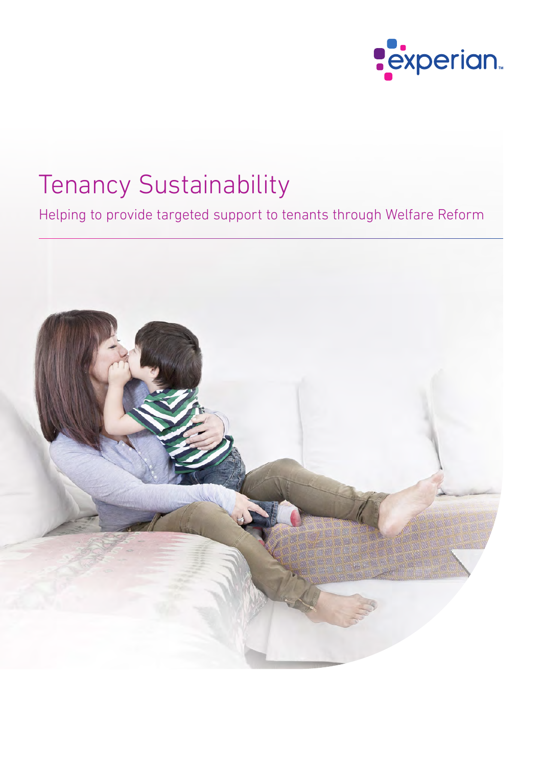experian

# Tenancy Sustainability

Helping to provide targeted support to tenants through Welfare Reform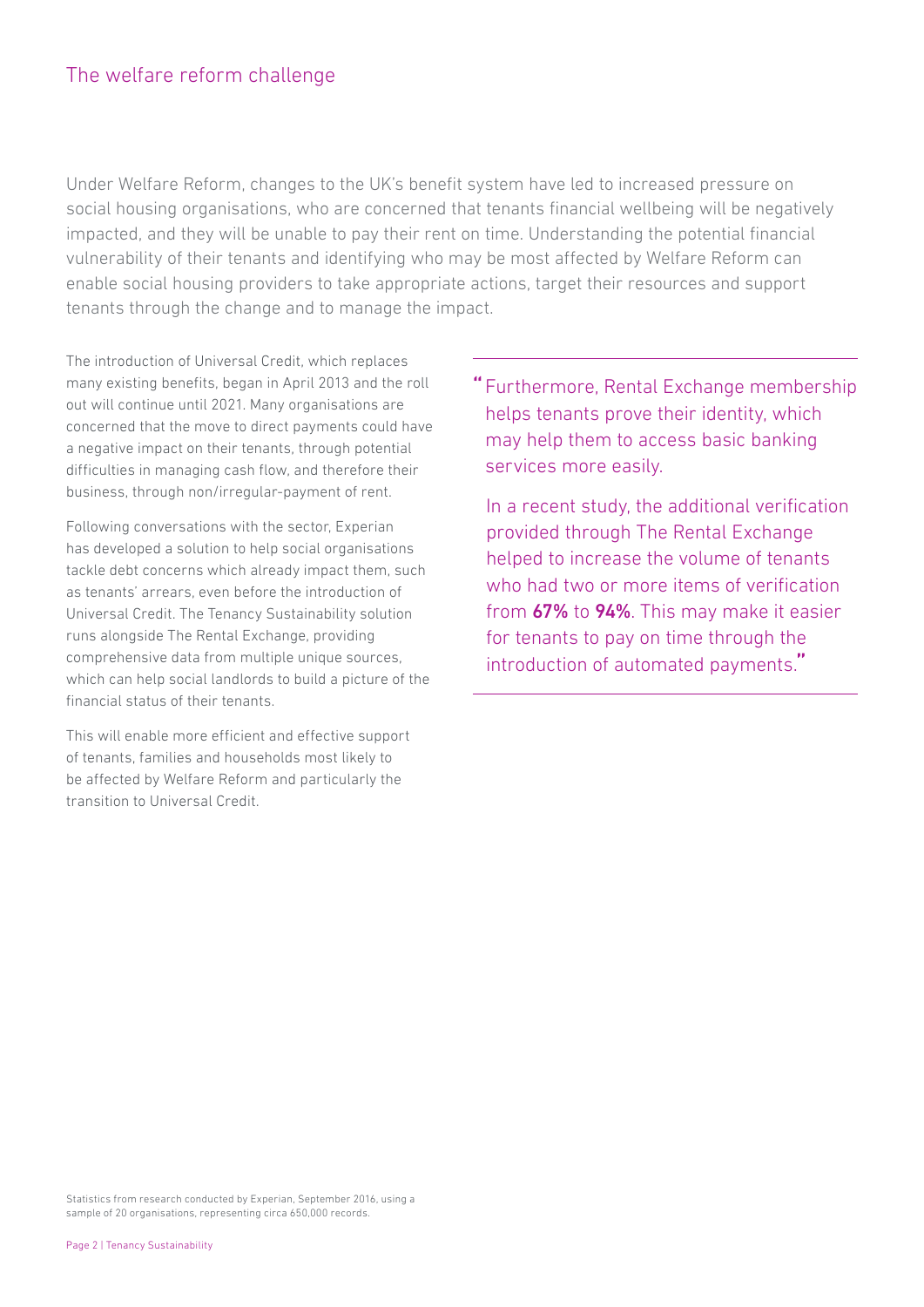## The welfare reform challenge

Under Welfare Reform, changes to the UK's benefit system have led to increased pressure on social housing organisations, who are concerned that tenants financial wellbeing will be negatively impacted, and they will be unable to pay their rent on time. Understanding the potential financial vulnerability of their tenants and identifying who may be most affected by Welfare Reform can enable social housing providers to take appropriate actions, target their resources and support tenants through the change and to manage the impact.

The introduction of Universal Credit, which replaces many existing benefits, began in April 2013 and the roll out will continue until 2021. Many organisations are concerned that the move to direct payments could have a negative impact on their tenants, through potential difficulties in managing cash flow, and therefore their business, through non/irregular-payment of rent.

Following conversations with the sector, Experian has developed a solution to help social organisations tackle debt concerns which already impact them, such as tenants' arrears, even before the introduction of Universal Credit. The Tenancy Sustainability solution runs alongside The Rental Exchange, providing comprehensive data from multiple unique sources, which can help social landlords to build a picture of the financial status of their tenants.

This will enable more efficient and effective support of tenants, families and households most likely to be affected by Welfare Reform and particularly the transition to Universal Credit.

> "Furthermore, Rental Exchange membership helps tenants prove their identity, which may help them to access basic banking services more easily.
>
> In a recent study, the additional verification provided through The Rental Exchange helped to increase the volume of tenants who had two or more items of verification from **67%** to **94%**. This may make it easier for tenants to pay on time through the introduction of automated payments."

Statistics from research conducted by Experian, September 2016, using a sample of 20 organisations, representing circa 650,000 records.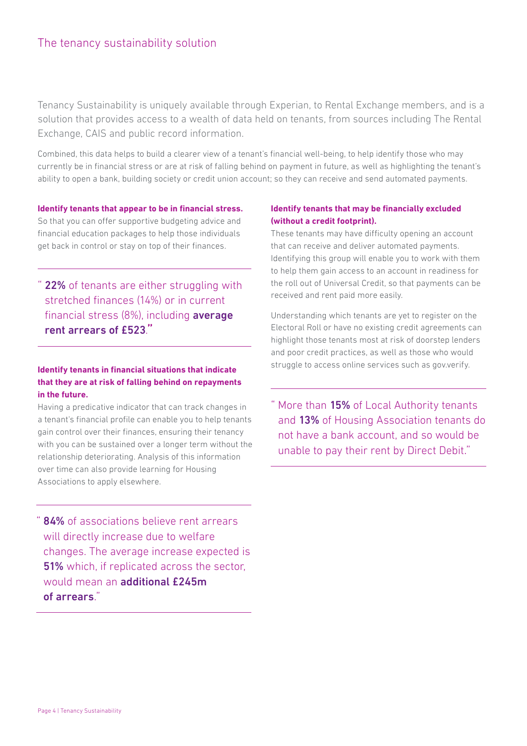## The tenancy sustainability solution

Tenancy Sustainability is uniquely available through Experian, to Rental Exchange members, and is a solution that provides access to a wealth of data held on tenants, from sources including The Rental Exchange, CAIS and public record information.

Combined, this data helps to build a clearer view of a tenant's financial well-being, to help identify those who may currently be in financial stress or are at risk of falling behind on payment in future, as well as highlighting the tenant's ability to open a bank, building society or credit union account; so they can receive and send automated payments.

**Identify tenants that appear to be in financial stress.**
So that you can offer supportive budgeting advice and financial education packages to help those individuals get back in control or stay on top of their finances.

> " **22%** of tenants are either struggling with stretched finances (14%) or in current financial stress (8%), including **average rent arrears of £523**."

**Identify tenants in financial situations that indicate that they are at risk of falling behind on repayments in the future.**
Having a predicative indicator that can track changes in a tenant's financial profile can enable you to help tenants gain control over their finances, ensuring their tenancy with you can be sustained over a longer term without the relationship deteriorating. Analysis of this information over time can also provide learning for Housing Associations to apply elsewhere.

> " **84%** of associations believe rent arrears will directly increase due to welfare changes. The average increase expected is **51%** which, if replicated across the sector, would mean an **additional £245m of arrears**."

**Identify tenants that may be financially excluded (without a credit footprint).**
These tenants may have difficulty opening an account that can receive and deliver automated payments. Identifying this group will enable you to work with them to help them gain access to an account in readiness for the roll out of Universal Credit, so that payments can be received and rent paid more easily.

Understanding which tenants are yet to register on the Electoral Roll or have no existing credit agreements can highlight those tenants most at risk of doorstep lenders and poor credit practices, as well as those who would struggle to access online services such as gov.verify.

> " More than **15%** of Local Authority tenants and **13%** of Housing Association tenants do not have a bank account, and so would be unable to pay their rent by Direct Debit."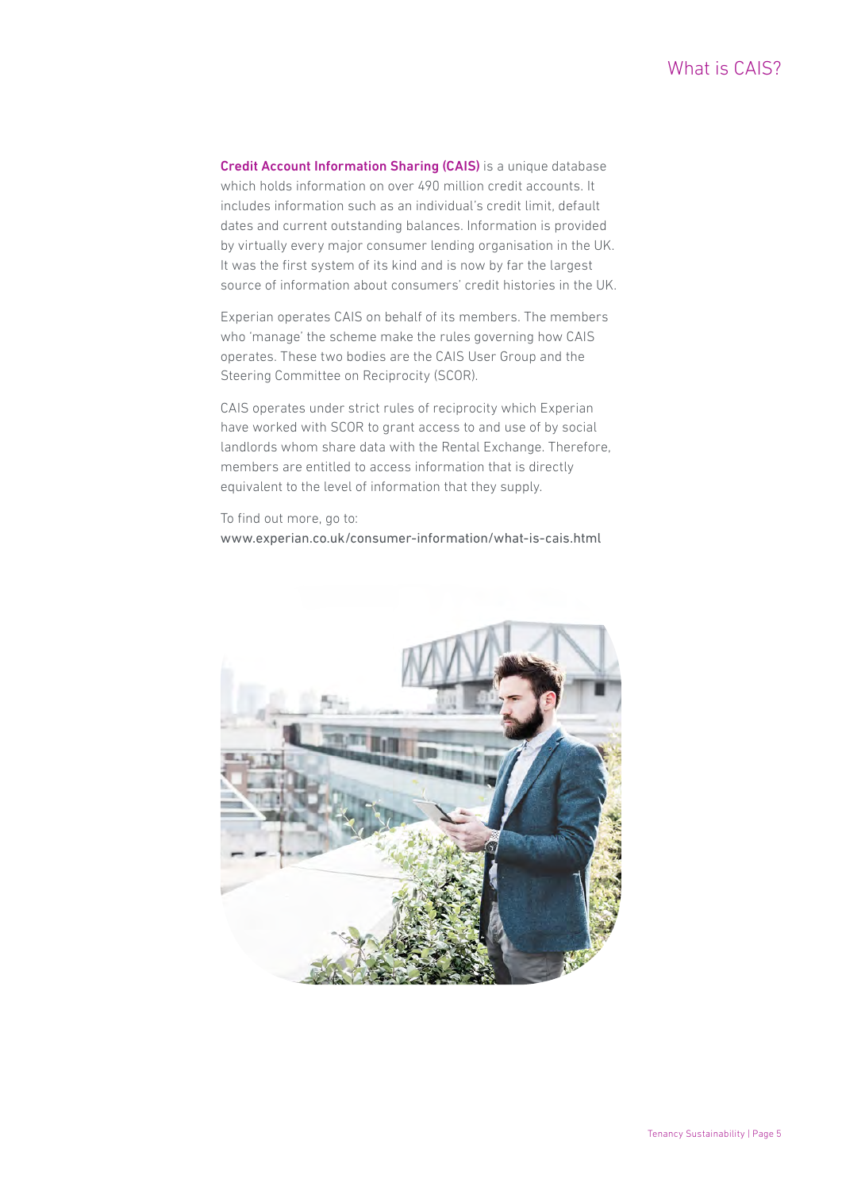# What is CAIS?

**Credit Account Information Sharing (CAIS)** is a unique database which holds information on over 490 million credit accounts. It includes information such as an individual's credit limit, default dates and current outstanding balances. Information is provided by virtually every major consumer lending organisation in the UK. It was the first system of its kind and is now by far the largest source of information about consumers' credit histories in the UK.

Experian operates CAIS on behalf of its members. The members who 'manage' the scheme make the rules governing how CAIS operates. These two bodies are the CAIS User Group and the Steering Committee on Reciprocity (SCOR).

CAIS operates under strict rules of reciprocity which Experian have worked with SCOR to grant access to and use of by social landlords whom share data with the Rental Exchange. Therefore, members are entitled to access information that is directly equivalent to the level of information that they supply.

To find out more, go to:
www.experian.co.uk/consumer-information/what-is-cais.html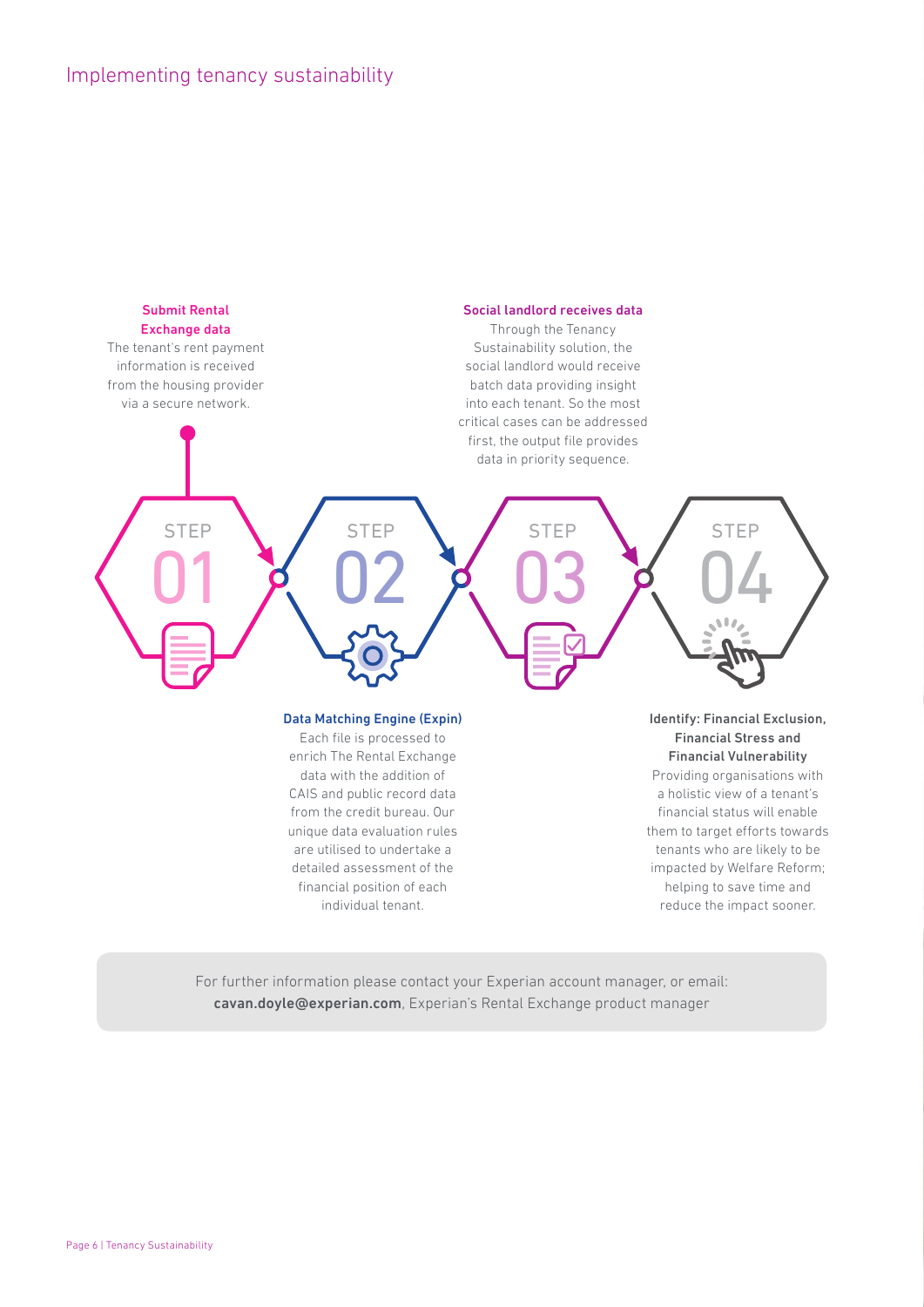# Implementing tenancy sustainability

### STEP 01

**Submit Rental Exchange data**

The tenant's rent payment information is received from the housing provider via a secure network.

### STEP 02

**Data Matching Engine (Expin)**

Each file is processed to enrich The Rental Exchange data with the addition of CAIS and public record data from the credit bureau. Our unique data evaluation rules are utilised to undertake a detailed assessment of the financial position of each individual tenant.

### STEP 03

**Social landlord receives data**

Through the Tenancy Sustainability solution, the social landlord would receive batch data providing insight into each tenant. So the most critical cases can be addressed first, the output file provides data in priority sequence.

### STEP 04

**Identify: Financial Exclusion, Financial Stress and Financial Vulnerability**

Providing organisations with a holistic view of a tenant's financial status will enable them to target efforts towards tenants who are likely to be impacted by Welfare Reform; helping to save time and reduce the impact sooner.

For further information please contact your Experian account manager, or email: **cavan.doyle@experian.com**, Experian's Rental Exchange product manager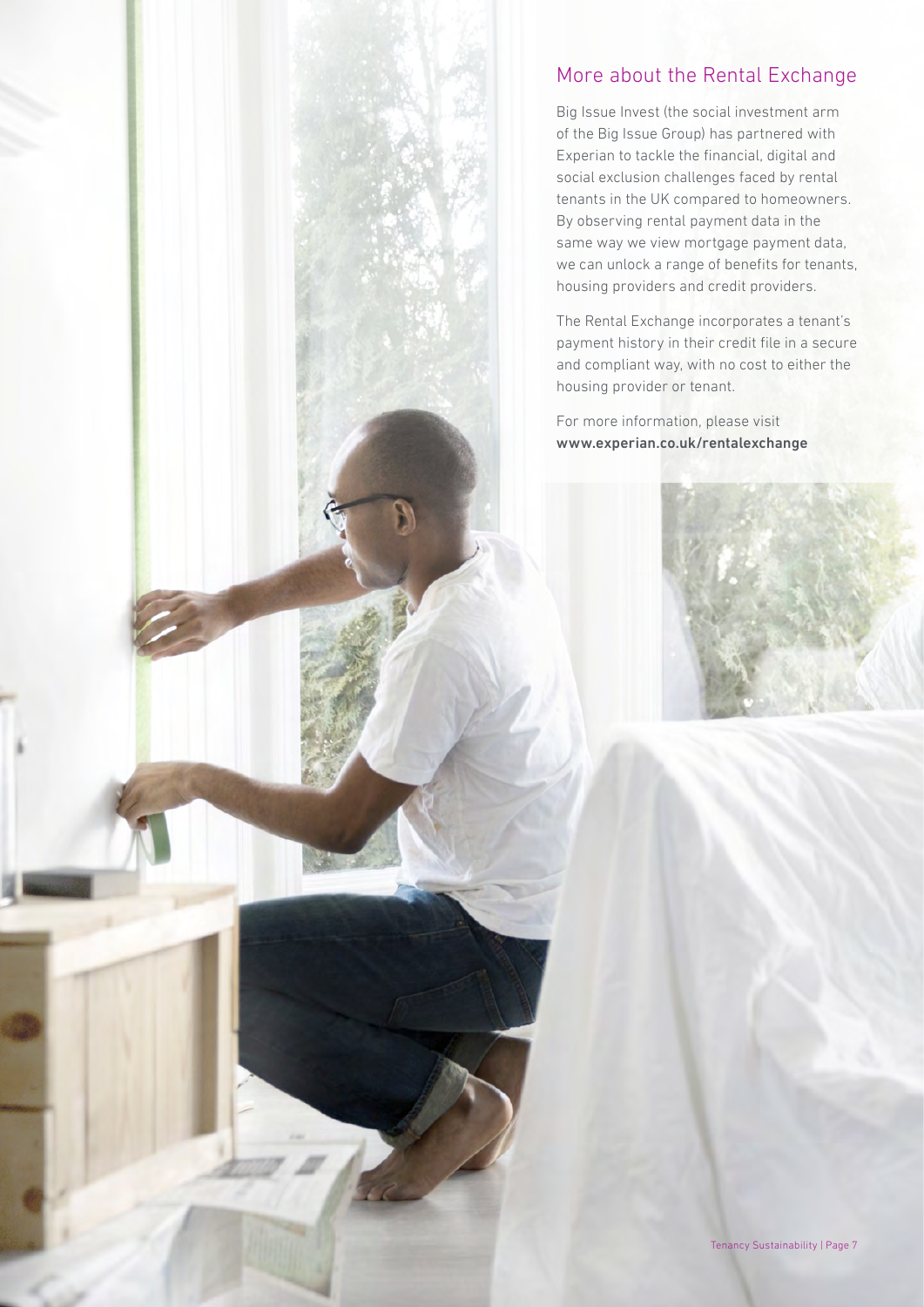## More about the Rental Exchange

Big Issue Invest (the social investment arm of the Big Issue Group) has partnered with Experian to tackle the financial, digital and social exclusion challenges faced by rental tenants in the UK compared to homeowners. By observing rental payment data in the same way we view mortgage payment data, we can unlock a range of benefits for tenants, housing providers and credit providers.

The Rental Exchange incorporates a tenant's payment history in their credit file in a secure and compliant way, with no cost to either the housing provider or tenant.

For more information, please visit **www.experian.co.uk/rentalexchange**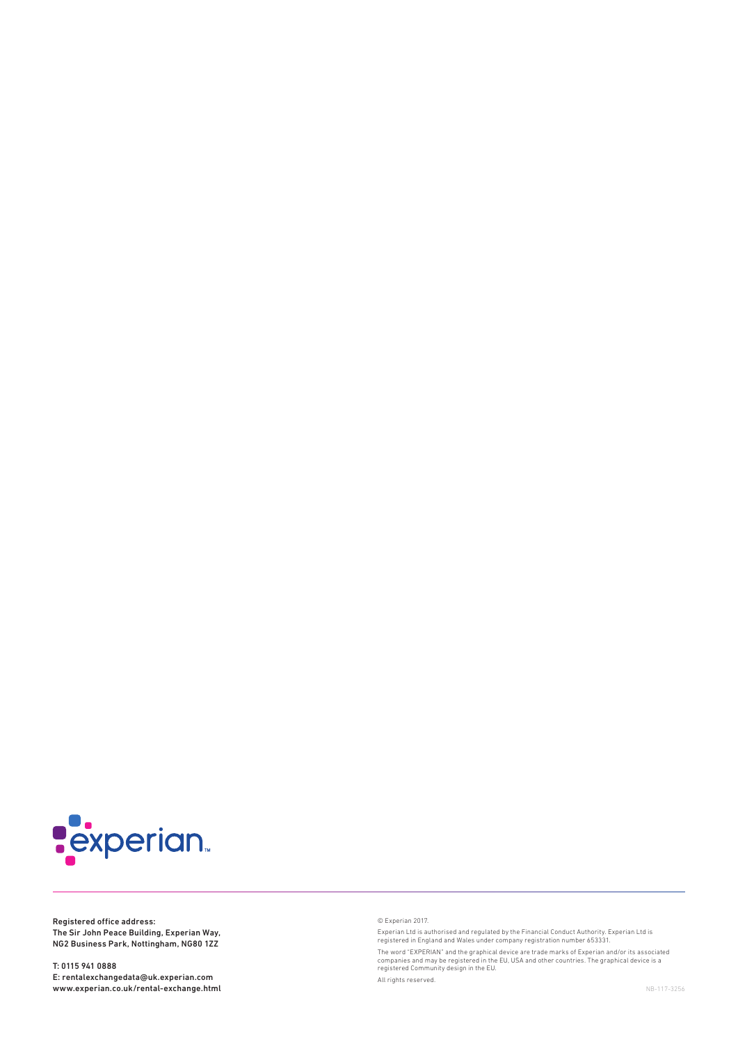**Registered office address:**
The Sir John Peace Building, Experian Way,
NG2 Business Park, Nottingham, NG80 1ZZ

T: 0115 941 0888
E: rentalexchangedata@uk.experian.com
www.experian.co.uk/rental-exchange.html

© Experian 2017.

Experian Ltd is authorised and regulated by the Financial Conduct Authority. Experian Ltd is registered in England and Wales under company registration number 653331.

The word "EXPERIAN" and the graphical device are trade marks of Experian and/or its associated companies and may be registered in the EU, USA and other countries. The graphical device is a registered Community design in the EU.

All rights reserved.

NB-117-3256